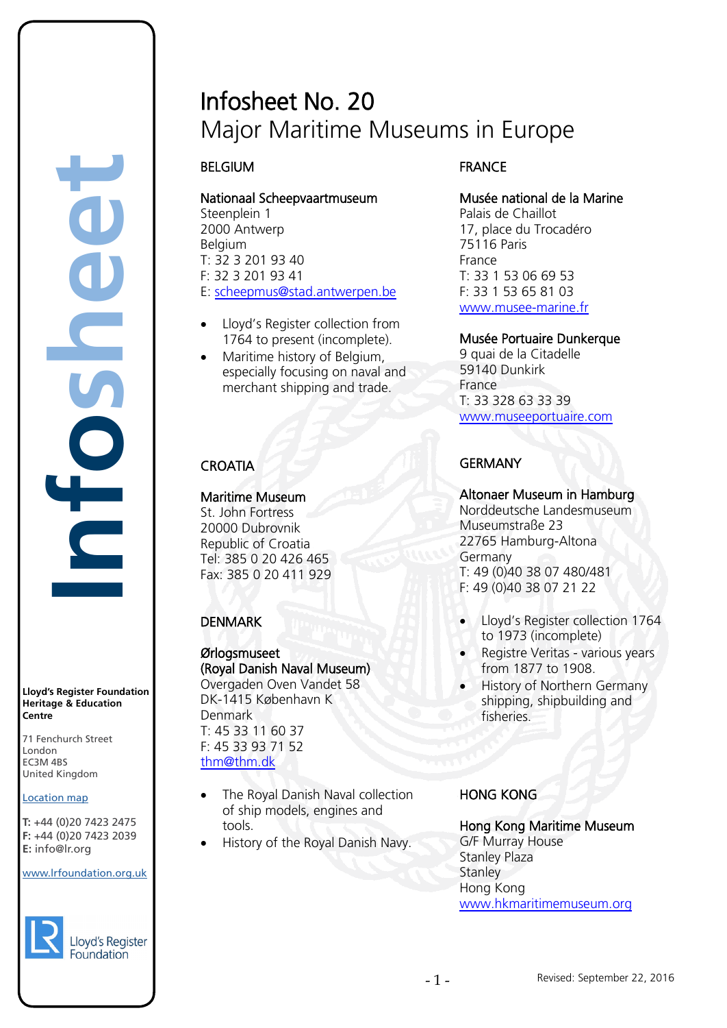# Infosheet No. 20
## Major Maritime Museums in Europe

### BELGIUM

**Nationaal Scheepvaartmuseum**
Steenplein 1
2000 Antwerp
Belgium
T: 32 3 201 93 40
F: 32 3 201 93 41
E: scheepmus@stad.antwerpen.be

- Lloyd's Register collection from 1764 to present (incomplete).
- Maritime history of Belgium, especially focusing on naval and merchant shipping and trade.

### CROATIA

**Maritime Museum**
St. John Fortress
20000 Dubrovnik
Republic of Croatia
Tel: 385 0 20 426 465
Fax: 385 0 20 411 929

### DENMARK

**Ørlogsmuseet**
**(Royal Danish Naval Museum)**
Overgaden Oven Vandet 58
DK-1415 København K
Denmark
T: 45 33 11 60 37
F: 45 33 93 71 52
thm@thm.dk

- The Royal Danish Naval collection of ship models, engines and tools.
- History of the Royal Danish Navy.

### FRANCE

**Musée national de la Marine**
Palais de Chaillot
17, place du Trocadéro
75116 Paris
France
T: 33 1 53 06 69 53
F: 33 1 53 65 81 03
www.musee-marine.fr

**Musée Portuaire Dunkerque**
9 quai de la Citadelle
59140 Dunkirk
France
T: 33 328 63 33 39
www.museeportuaire.com

### GERMANY

**Altonaer Museum in Hamburg**
Norddeutsche Landesmuseum
Museumstraße 23
22765 Hamburg-Altona
Germany
T: 49 (0)40 38 07 480/481
F: 49 (0)40 38 07 21 22

- Lloyd's Register collection 1764 to 1973 (incomplete)
- Registre Veritas - various years from 1877 to 1908.
- History of Northern Germany shipping, shipbuilding and fisheries.

### HONG KONG

**Hong Kong Maritime Museum**
G/F Murray House
Stanley Plaza
Stanley
Hong Kong
www.hkmaritimemuseum.org

---

**Lloyd's Register Foundation Heritage & Education Centre**

71 Fenchurch Street
London
EC3M 4BS
United Kingdom

Location map

**T:** +44 (0)20 7423 2475
**F:** +44 (0)20 7423 2039
**E:** info@lr.org

www.lrfoundation.org.uk

Lloyd's Register Foundation

Revised: September 22, 2016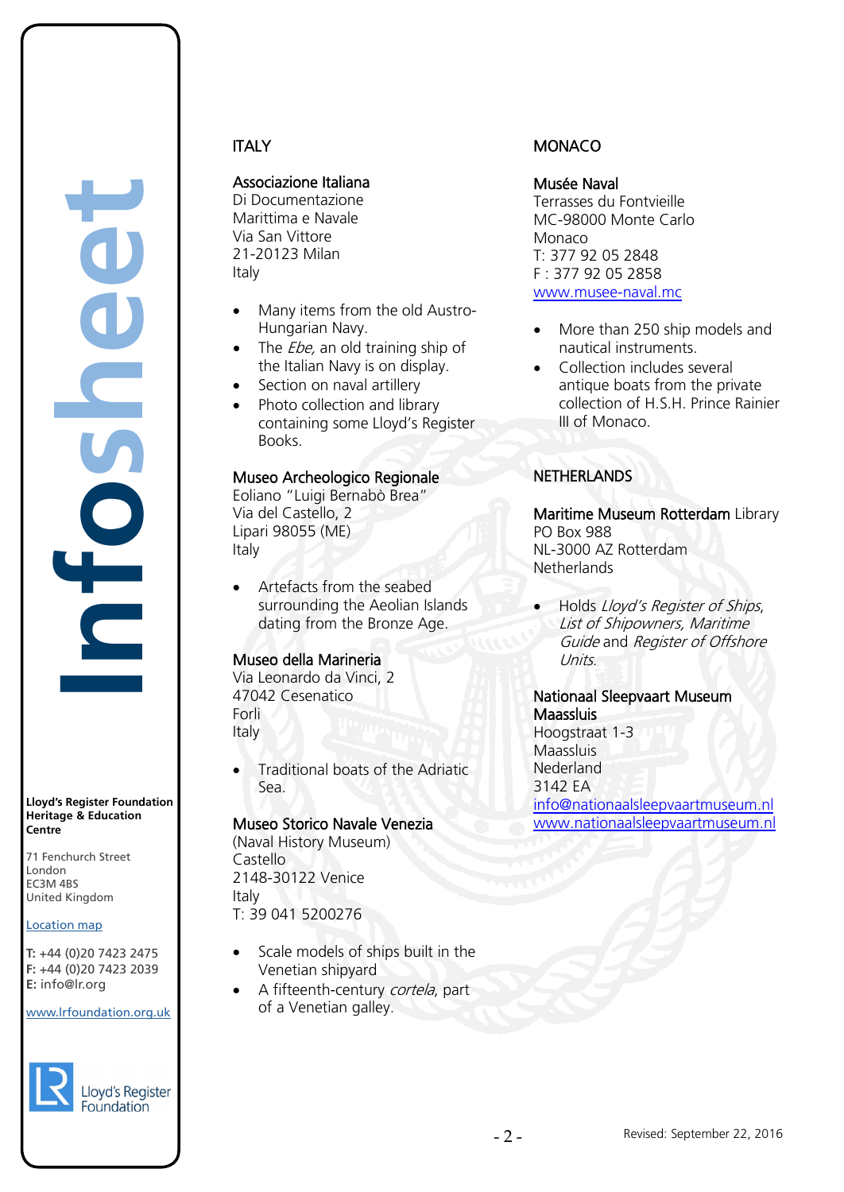## ITALY

### Associazione Italiana

Di Documentazione
Marittima e Navale
Via San Vittore
21-20123 Milan
Italy

- Many items from the old Austro-Hungarian Navy.
- The *Ebe,* an old training ship of the Italian Navy is on display.
- Section on naval artillery
- Photo collection and library containing some Lloyd's Register Books.

### Museo Archeologico Regionale

Eoliano "Luigi Bernabò Brea"
Via del Castello, 2
Lipari 98055 (ME)
Italy

- Artefacts from the seabed surrounding the Aeolian Islands dating from the Bronze Age.

### Museo della Marineria

Via Leonardo da Vinci, 2
47042 Cesenatico
Forli
Italy

- Traditional boats of the Adriatic Sea.

### Museo Storico Navale Venezia

(Naval History Museum)
Castello
2148-30122 Venice
Italy
T: 39 041 5200276

- Scale models of ships built in the Venetian shipyard
- A fifteenth-century *cortela*, part of a Venetian galley.

## MONACO

### Musée Naval

Terrasses du Fontvieille
MC-98000 Monte Carlo
Monaco
T: 377 92 05 2848
F : 377 92 05 2858
www.musee-naval.mc

- More than 250 ship models and nautical instruments.
- Collection includes several antique boats from the private collection of H.S.H. Prince Rainier III of Monaco.

## NETHERLANDS

### Maritime Museum Rotterdam Library

PO Box 988
NL-3000 AZ Rotterdam
Netherlands

- Holds *Lloyd's Register of Ships*, *List of Shipowners, Maritime Guide* and *Register of Offshore Units*.

### Nationaal Sleepvaart Museum Maassluis

Hoogstraat 1-3
Maassluis
Nederland
3142 EA
info@nationaalsleepvaartmuseum.nl
www.nationaalsleepvaartmuseum.nl

**Lloyd's Register Foundation Heritage & Education Centre**

71 Fenchurch Street
London
EC3M 4BS
United Kingdom

Location map

**T:** +44 (0)20 7423 2475
**F:** +44 (0)20 7423 2039
**E:** info@lr.org

www.lrfoundation.org.uk

Revised: September 22, 2016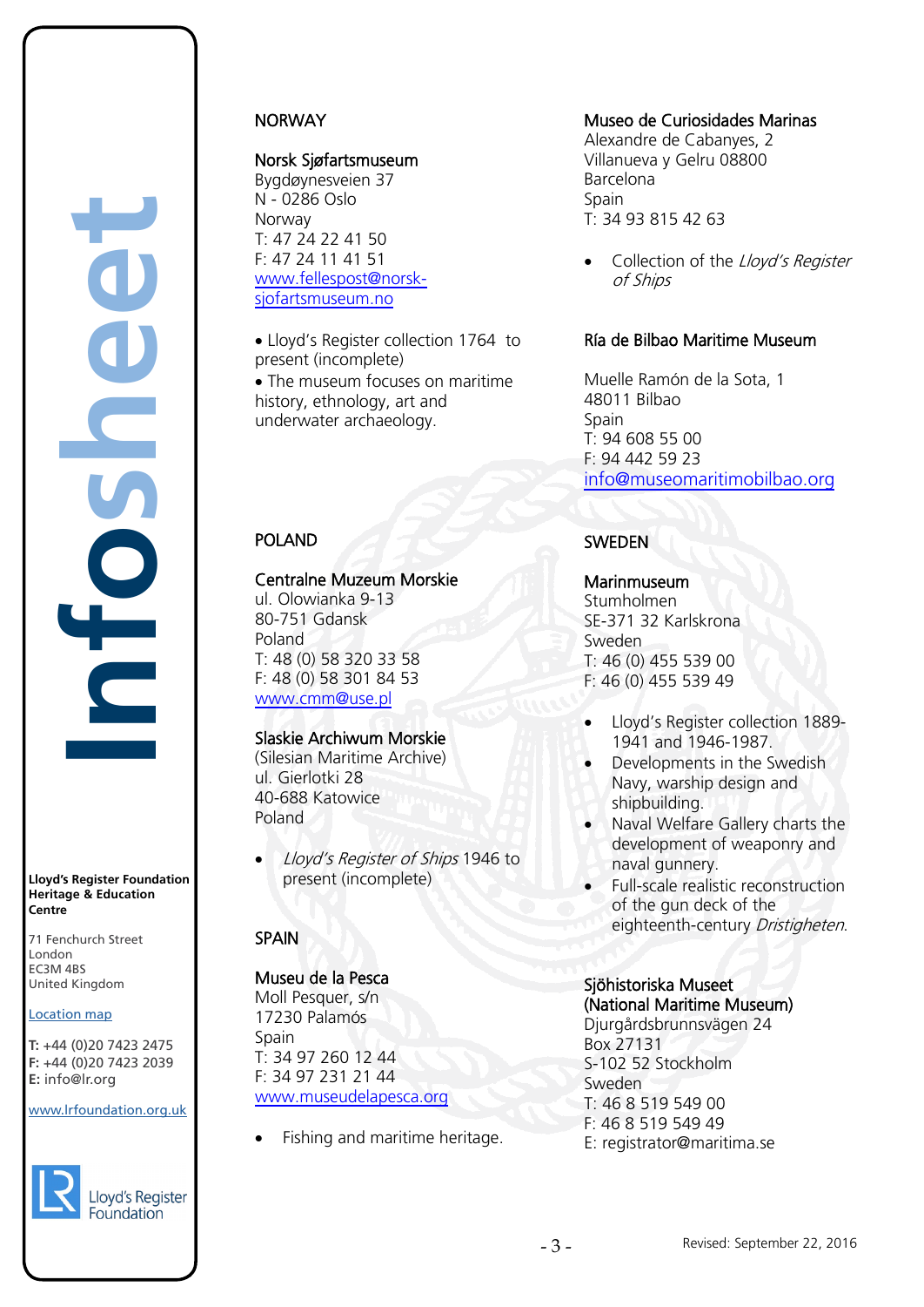## NORWAY

### Norsk Sjøfartsmuseum

Bygdøynesveien 37
N - 0286 Oslo
Norway
T: 47 24 22 41 50
F: 47 24 11 41 51
www.fellespost@norsk-sjofartsmuseum.no

- Lloyd's Register collection 1764 to present (incomplete)
- The museum focuses on maritime history, ethnology, art and underwater archaeology.

## POLAND

### Centralne Muzeum Morskie

ul. Olowianka 9-13
80-751 Gdansk
Poland
T: 48 (0) 58 320 33 58
F: 48 (0) 58 301 84 53
www.cmm@use.pl

### Slaskie Archiwum Morskie

(Silesian Maritime Archive)
ul. Gierlotki 28
40-688 Katowice
Poland

- *Lloyd's Register of Ships* 1946 to present (incomplete)

## SPAIN

### Museu de la Pesca

Moll Pesquer, s/n
17230 Palamós
Spain
T: 34 97 260 12 44
F: 34 97 231 21 44
www.museudelapesca.org

- Fishing and maritime heritage.

### Museo de Curiosidades Marinas

Alexandre de Cabanyes, 2
Villanueva y Gelru 08800
Barcelona
Spain
T: 34 93 815 42 63

- Collection of the *Lloyd's Register of Ships*

### Ría de Bilbao Maritime Museum

Muelle Ramón de la Sota, 1
48011 Bilbao
Spain
T: 94 608 55 00
F: 94 442 59 23
info@museomaritimobilbao.org

## SWEDEN

### Marinmuseum

Stumholmen
SE-371 32 Karlskrona
Sweden
T: 46 (0) 455 539 00
F: 46 (0) 455 539 49

- Lloyd's Register collection 1889-1941 and 1946-1987.
- Developments in the Swedish Navy, warship design and shipbuilding.
- Naval Welfare Gallery charts the development of weaponry and naval gunnery.
- Full-scale realistic reconstruction of the gun deck of the eighteenth-century *Dristigheten*.

### Sjöhistoriska Museet (National Maritime Museum)

Djurgårdsbrunnsvägen 24
Box 27131
S-102 52 Stockholm
Sweden
T: 46 8 519 549 00
F: 46 8 519 549 49
E: registrator@maritima.se

Revised: September 22, 2016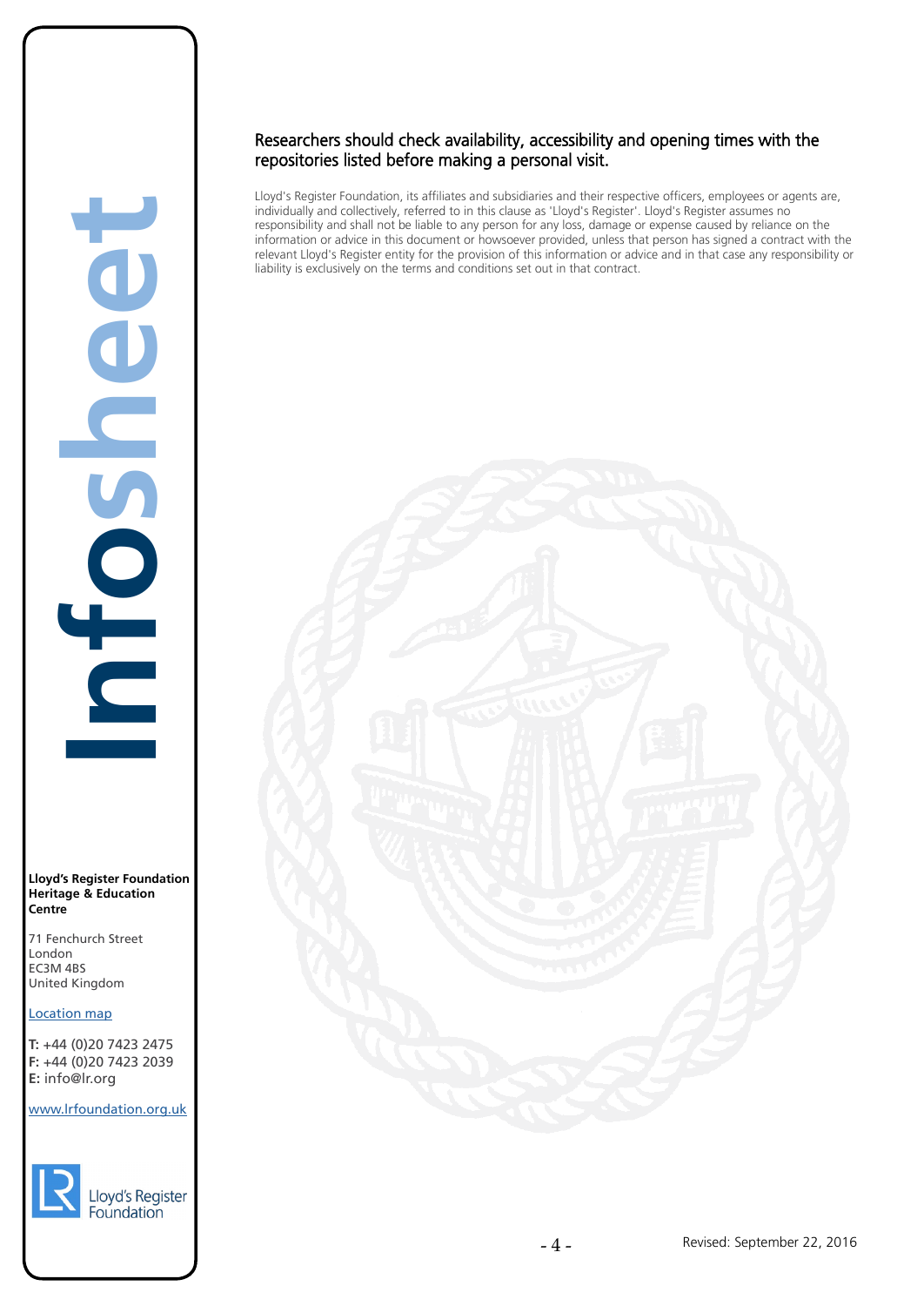Researchers should check availability, accessibility and opening times with the repositories listed before making a personal visit.

Lloyd's Register Foundation, its affiliates and subsidiaries and their respective officers, employees or agents are, individually and collectively, referred to in this clause as 'Lloyd's Register'. Lloyd's Register assumes no responsibility and shall not be liable to any person for any loss, damage or expense caused by reliance on the information or advice in this document or howsoever provided, unless that person has signed a contract with the relevant Lloyd's Register entity for the provision of this information or advice and in that case any responsibility or liability is exclusively on the terms and conditions set out in that contract.

Infosheet

**Lloyd's Register Foundation Heritage & Education Centre**

71 Fenchurch Street
London
EC3M 4BS
United Kingdom

Location map

**T:** +44 (0)20 7423 2475
**F:** +44 (0)20 7423 2039
**E:** info@lr.org

www.lrfoundation.org.uk

Lloyd's Register Foundation

Revised: September 22, 2016